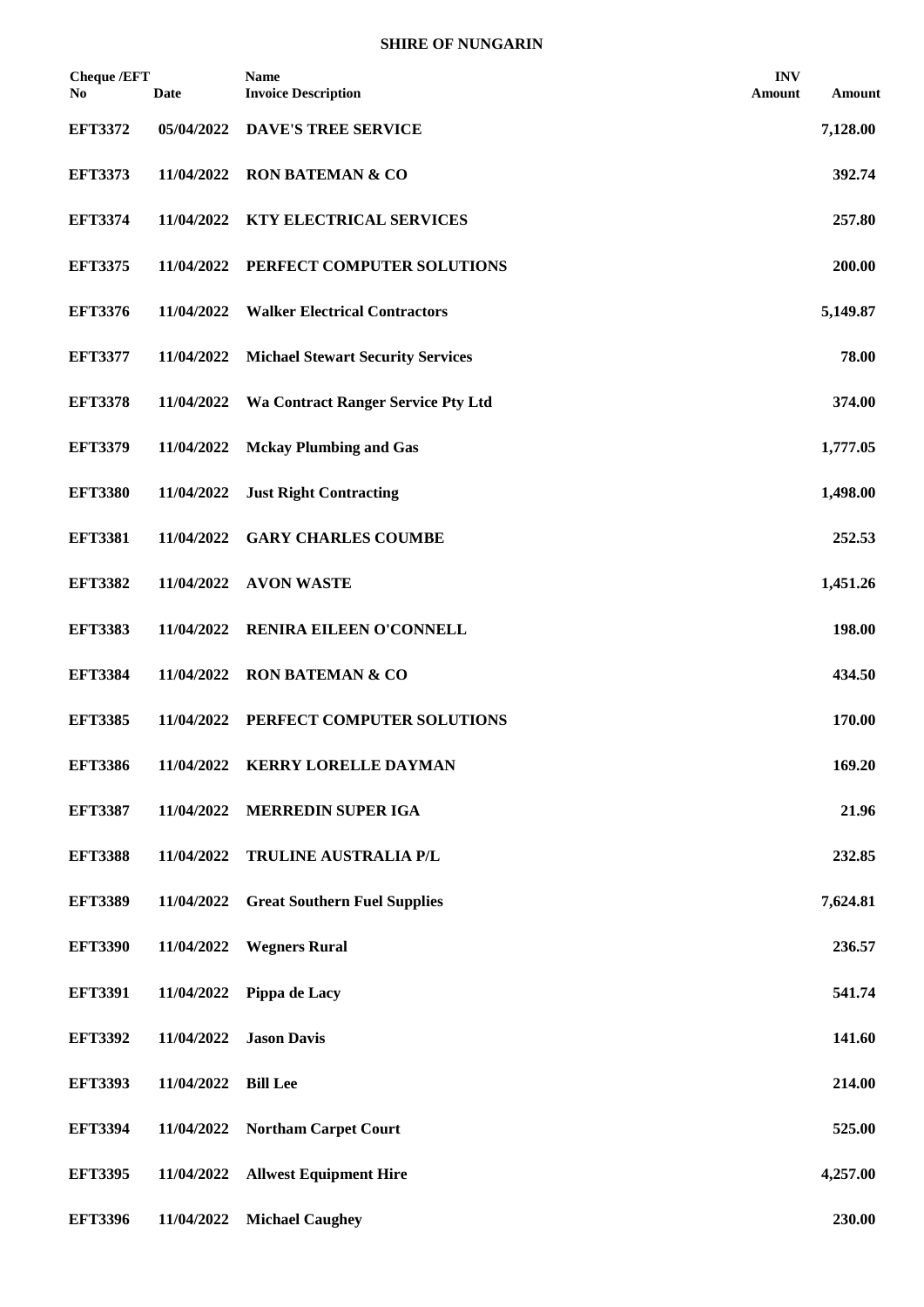# SHIRE OF NUNGARIN

| Cheque /EFT No | Date | Name<br>Invoice Description | INV Amount | Amount |
|---|---|---|---|---|
| **EFT3372** | **05/04/2022** | **DAVE'S TREE SERVICE** | | **7,128.00** |
| **EFT3373** | **11/04/2022** | **RON BATEMAN & CO** | | **392.74** |
| **EFT3374** | **11/04/2022** | **KTY ELECTRICAL SERVICES** | | **257.80** |
| **EFT3375** | **11/04/2022** | **PERFECT COMPUTER SOLUTIONS** | | **200.00** |
| **EFT3376** | **11/04/2022** | **Walker Electrical Contractors** | | **5,149.87** |
| **EFT3377** | **11/04/2022** | **Michael Stewart Security Services** | | **78.00** |
| **EFT3378** | **11/04/2022** | **Wa Contract Ranger Service Pty Ltd** | | **374.00** |
| **EFT3379** | **11/04/2022** | **Mckay Plumbing and Gas** | | **1,777.05** |
| **EFT3380** | **11/04/2022** | **Just Right Contracting** | | **1,498.00** |
| **EFT3381** | **11/04/2022** | **GARY CHARLES COUMBE** | | **252.53** |
| **EFT3382** | **11/04/2022** | **AVON WASTE** | | **1,451.26** |
| **EFT3383** | **11/04/2022** | **RENIRA EILEEN O'CONNELL** | | **198.00** |
| **EFT3384** | **11/04/2022** | **RON BATEMAN & CO** | | **434.50** |
| **EFT3385** | **11/04/2022** | **PERFECT COMPUTER SOLUTIONS** | | **170.00** |
| **EFT3386** | **11/04/2022** | **KERRY LORELLE DAYMAN** | | **169.20** |
| **EFT3387** | **11/04/2022** | **MERREDIN SUPER IGA** | | **21.96** |
| **EFT3388** | **11/04/2022** | **TRULINE AUSTRALIA P/L** | | **232.85** |
| **EFT3389** | **11/04/2022** | **Great Southern Fuel Supplies** | | **7,624.81** |
| **EFT3390** | **11/04/2022** | **Wegners Rural** | | **236.57** |
| **EFT3391** | **11/04/2022** | **Pippa de Lacy** | | **541.74** |
| **EFT3392** | **11/04/2022** | **Jason Davis** | | **141.60** |
| **EFT3393** | **11/04/2022** | **Bill Lee** | | **214.00** |
| **EFT3394** | **11/04/2022** | **Northam Carpet Court** | | **525.00** |
| **EFT3395** | **11/04/2022** | **Allwest Equipment Hire** | | **4,257.00** |
| **EFT3396** | **11/04/2022** | **Michael Caughey** | | **230.00** |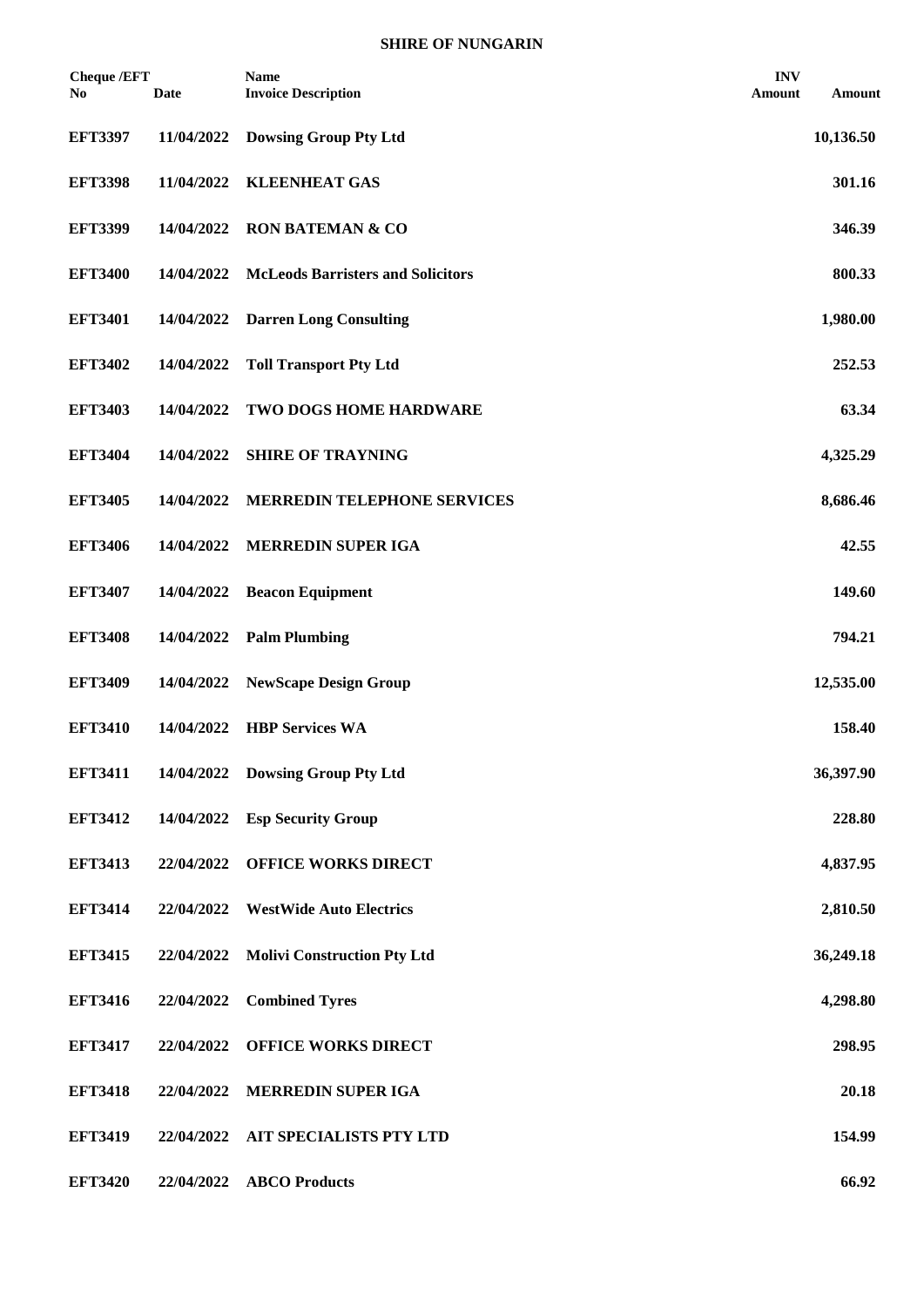**SHIRE OF NUNGARIN**

| Cheque /EFT No | Date | Name Invoice Description | INV Amount | Amount |
|---|---|---|---|---|
| **EFT3397** | **11/04/2022** | **Dowsing Group Pty Ltd** | | **10,136.50** |
| **EFT3398** | **11/04/2022** | **KLEENHEAT GAS** | | **301.16** |
| **EFT3399** | **14/04/2022** | **RON BATEMAN & CO** | | **346.39** |
| **EFT3400** | **14/04/2022** | **McLeods Barristers and Solicitors** | | **800.33** |
| **EFT3401** | **14/04/2022** | **Darren Long Consulting** | | **1,980.00** |
| **EFT3402** | **14/04/2022** | **Toll Transport Pty Ltd** | | **252.53** |
| **EFT3403** | **14/04/2022** | **TWO DOGS HOME HARDWARE** | | **63.34** |
| **EFT3404** | **14/04/2022** | **SHIRE OF TRAYNING** | | **4,325.29** |
| **EFT3405** | **14/04/2022** | **MERREDIN TELEPHONE SERVICES** | | **8,686.46** |
| **EFT3406** | **14/04/2022** | **MERREDIN SUPER IGA** | | **42.55** |
| **EFT3407** | **14/04/2022** | **Beacon Equipment** | | **149.60** |
| **EFT3408** | **14/04/2022** | **Palm Plumbing** | | **794.21** |
| **EFT3409** | **14/04/2022** | **NewScape Design Group** | | **12,535.00** |
| **EFT3410** | **14/04/2022** | **HBP Services WA** | | **158.40** |
| **EFT3411** | **14/04/2022** | **Dowsing Group Pty Ltd** | | **36,397.90** |
| **EFT3412** | **14/04/2022** | **Esp Security Group** | | **228.80** |
| **EFT3413** | **22/04/2022** | **OFFICE WORKS DIRECT** | | **4,837.95** |
| **EFT3414** | **22/04/2022** | **WestWide Auto Electrics** | | **2,810.50** |
| **EFT3415** | **22/04/2022** | **Molivi Construction Pty Ltd** | | **36,249.18** |
| **EFT3416** | **22/04/2022** | **Combined Tyres** | | **4,298.80** |
| **EFT3417** | **22/04/2022** | **OFFICE WORKS DIRECT** | | **298.95** |
| **EFT3418** | **22/04/2022** | **MERREDIN SUPER IGA** | | **20.18** |
| **EFT3419** | **22/04/2022** | **AIT SPECIALISTS PTY LTD** | | **154.99** |
| **EFT3420** | **22/04/2022** | **ABCO Products** | | **66.92** |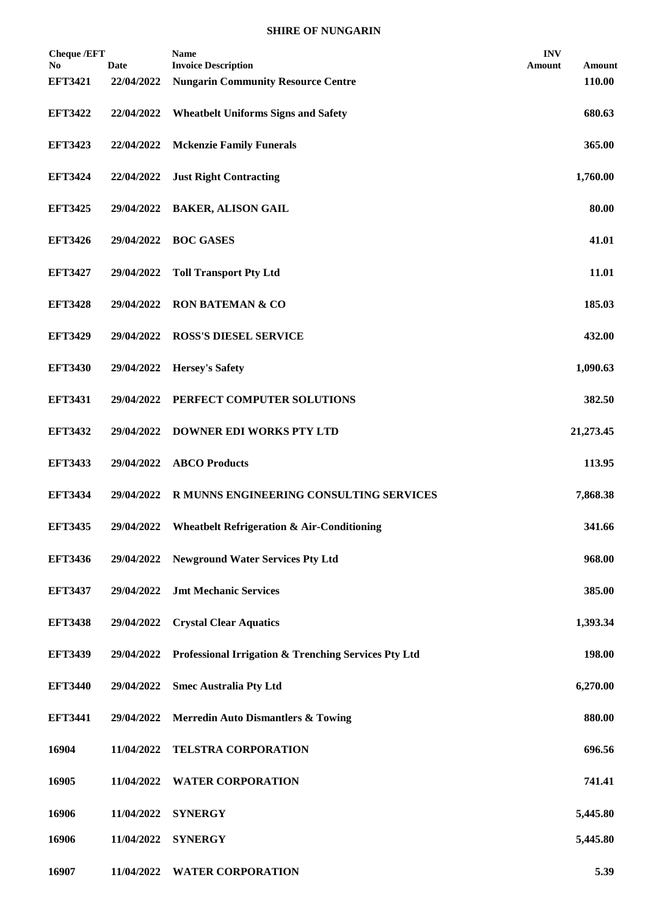**SHIRE OF NUNGARIN**

| Cheque /EFT No | Date | Name<br>Invoice Description | INV Amount | Amount |
|---|---|---|---|---|
| **EFT3421** | **22/04/2022** | **Nungarin Community Resource Centre** | | **110.00** |
| **EFT3422** | **22/04/2022** | **Wheatbelt Uniforms Signs and Safety** | | **680.63** |
| **EFT3423** | **22/04/2022** | **Mckenzie Family Funerals** | | **365.00** |
| **EFT3424** | **22/04/2022** | **Just Right Contracting** | | **1,760.00** |
| **EFT3425** | **29/04/2022** | **BAKER, ALISON GAIL** | | **80.00** |
| **EFT3426** | **29/04/2022** | **BOC GASES** | | **41.01** |
| **EFT3427** | **29/04/2022** | **Toll Transport Pty Ltd** | | **11.01** |
| **EFT3428** | **29/04/2022** | **RON BATEMAN & CO** | | **185.03** |
| **EFT3429** | **29/04/2022** | **ROSS'S DIESEL SERVICE** | | **432.00** |
| **EFT3430** | **29/04/2022** | **Hersey's Safety** | | **1,090.63** |
| **EFT3431** | **29/04/2022** | **PERFECT COMPUTER SOLUTIONS** | | **382.50** |
| **EFT3432** | **29/04/2022** | **DOWNER EDI WORKS PTY LTD** | | **21,273.45** |
| **EFT3433** | **29/04/2022** | **ABCO Products** | | **113.95** |
| **EFT3434** | **29/04/2022** | **R MUNNS ENGINEERING CONSULTING SERVICES** | | **7,868.38** |
| **EFT3435** | **29/04/2022** | **Wheatbelt Refrigeration & Air-Conditioning** | | **341.66** |
| **EFT3436** | **29/04/2022** | **Newground Water Services Pty Ltd** | | **968.00** |
| **EFT3437** | **29/04/2022** | **Jmt Mechanic Services** | | **385.00** |
| **EFT3438** | **29/04/2022** | **Crystal Clear Aquatics** | | **1,393.34** |
| **EFT3439** | **29/04/2022** | **Professional Irrigation & Trenching Services Pty Ltd** | | **198.00** |
| **EFT3440** | **29/04/2022** | **Smec Australia Pty Ltd** | | **6,270.00** |
| **EFT3441** | **29/04/2022** | **Merredin Auto Dismantlers & Towing** | | **880.00** |
| **16904** | **11/04/2022** | **TELSTRA CORPORATION** | | **696.56** |
| **16905** | **11/04/2022** | **WATER CORPORATION** | | **741.41** |
| **16906** | **11/04/2022** | **SYNERGY** | | **5,445.80** |
| **16906** | **11/04/2022** | **SYNERGY** | | **5,445.80** |
| **16907** | **11/04/2022** | **WATER CORPORATION** | | **5.39** |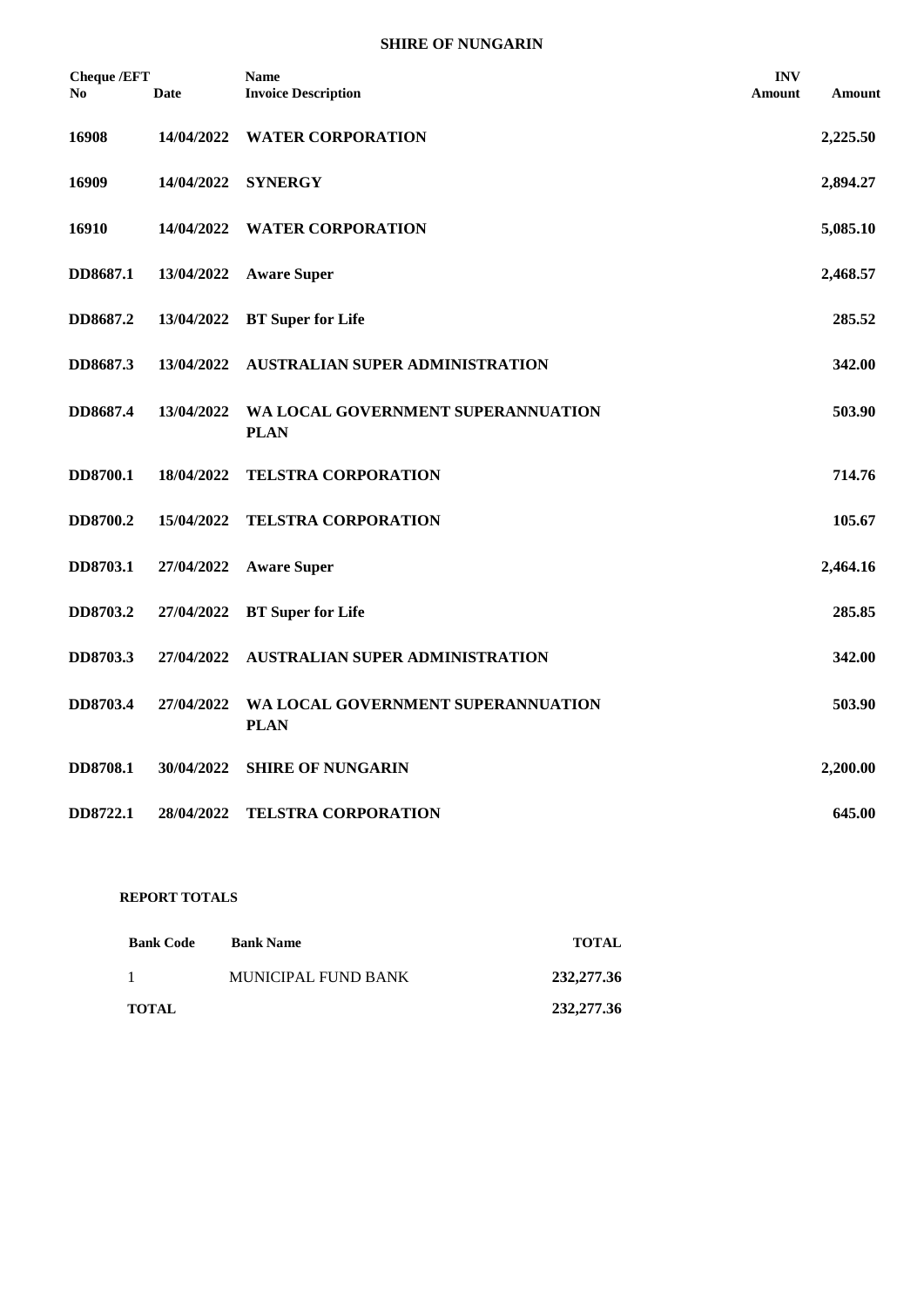**SHIRE OF NUNGARIN**

| Cheque /EFT No | Date | Name / Invoice Description | INV Amount | Amount |
|---|---|---|---|---|
| **16908** | **14/04/2022** | **WATER CORPORATION** | | **2,225.50** |
| **16909** | **14/04/2022** | **SYNERGY** | | **2,894.27** |
| **16910** | **14/04/2022** | **WATER CORPORATION** | | **5,085.10** |
| **DD8687.1** | **13/04/2022** | **Aware Super** | | **2,468.57** |
| **DD8687.2** | **13/04/2022** | **BT Super for Life** | | **285.52** |
| **DD8687.3** | **13/04/2022** | **AUSTRALIAN SUPER ADMINISTRATION** | | **342.00** |
| **DD8687.4** | **13/04/2022** | **WA LOCAL GOVERNMENT SUPERANNUATION PLAN** | | **503.90** |
| **DD8700.1** | **18/04/2022** | **TELSTRA CORPORATION** | | **714.76** |
| **DD8700.2** | **15/04/2022** | **TELSTRA CORPORATION** | | **105.67** |
| **DD8703.1** | **27/04/2022** | **Aware Super** | | **2,464.16** |
| **DD8703.2** | **27/04/2022** | **BT Super for Life** | | **285.85** |
| **DD8703.3** | **27/04/2022** | **AUSTRALIAN SUPER ADMINISTRATION** | | **342.00** |
| **DD8703.4** | **27/04/2022** | **WA LOCAL GOVERNMENT SUPERANNUATION PLAN** | | **503.90** |
| **DD8708.1** | **30/04/2022** | **SHIRE OF NUNGARIN** | | **2,200.00** |
| **DD8722.1** | **28/04/2022** | **TELSTRA CORPORATION** | | **645.00** |

**REPORT TOTALS**

| Bank Code | Bank Name | TOTAL |
|---|---|---|
| 1 | MUNICIPAL FUND BANK | **232,277.36** |
| **TOTAL** | | **232,277.36** |